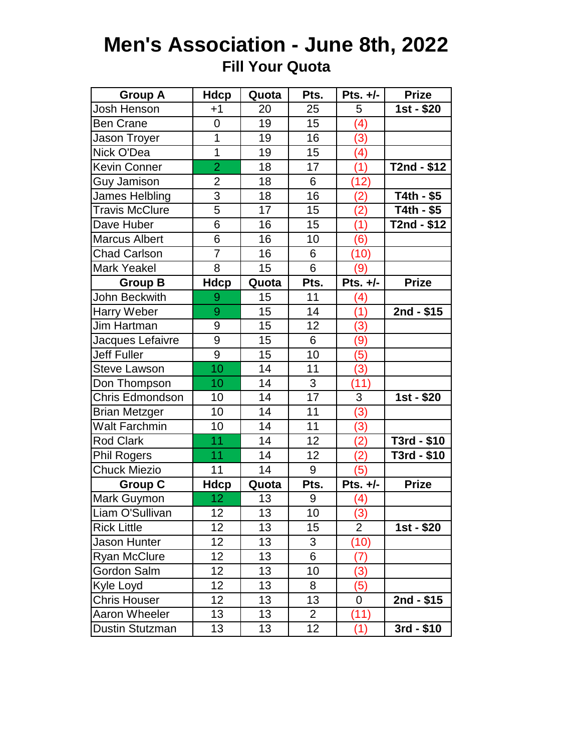# Men's Association - June 8th, 2022

## Fill Your Quota

| Group A | Hdcp | Quota | Pts. | Pts. +/- | Prize |
|---|---|---|---|---|---|
| Josh Henson | +1 | 20 | 25 | 5 | **1st - $20** |
| Ben Crane | 0 | 19 | 15 | (4) | |
| Jason Troyer | 1 | 19 | 16 | (3) | |
| Nick O'Dea | 1 | 19 | 15 | (4) | |
| Kevin Conner | 2 | 18 | 17 | (1) | **T2nd - $12** |
| Guy Jamison | 2 | 18 | 6 | (12) | |
| James Helbling | 3 | 18 | 16 | (2) | **T4th - $5** |
| Travis McClure | 5 | 17 | 15 | (2) | **T4th - $5** |
| Dave Huber | 6 | 16 | 15 | (1) | **T2nd - $12** |
| Marcus Albert | 6 | 16 | 10 | (6) | |
| Chad Carlson | 7 | 16 | 6 | (10) | |
| Mark Yeakel | 8 | 15 | 6 | (9) | |
| **Group B** | **Hdcp** | **Quota** | **Pts.** | **Pts. +/-** | **Prize** |
| John Beckwith | 9 | 15 | 11 | (4) | |
| Harry Weber | 9 | 15 | 14 | (1) | **2nd - $15** |
| Jim Hartman | 9 | 15 | 12 | (3) | |
| Jacques Lefaivre | 9 | 15 | 6 | (9) | |
| Jeff Fuller | 9 | 15 | 10 | (5) | |
| Steve Lawson | 10 | 14 | 11 | (3) | |
| Don Thompson | 10 | 14 | 3 | (11) | |
| Chris Edmondson | 10 | 14 | 17 | 3 | **1st - $20** |
| Brian Metzger | 10 | 14 | 11 | (3) | |
| Walt Farchmin | 10 | 14 | 11 | (3) | |
| Rod Clark | 11 | 14 | 12 | (2) | **T3rd - $10** |
| Phil Rogers | 11 | 14 | 12 | (2) | **T3rd - $10** |
| Chuck Miezio | 11 | 14 | 9 | (5) | |
| **Group C** | **Hdcp** | **Quota** | **Pts.** | **Pts. +/-** | **Prize** |
| Mark Guymon | 12 | 13 | 9 | (4) | |
| Liam O'Sullivan | 12 | 13 | 10 | (3) | |
| Rick Little | 12 | 13 | 15 | 2 | **1st - $20** |
| Jason Hunter | 12 | 13 | 3 | (10) | |
| Ryan McClure | 12 | 13 | 6 | (7) | |
| Gordon Salm | 12 | 13 | 10 | (3) | |
| Kyle Loyd | 12 | 13 | 8 | (5) | |
| Chris Houser | 12 | 13 | 13 | 0 | **2nd - $15** |
| Aaron Wheeler | 13 | 13 | 2 | (11) | |
| Dustin Stutzman | 13 | 13 | 12 | (1) | **3rd - $10** |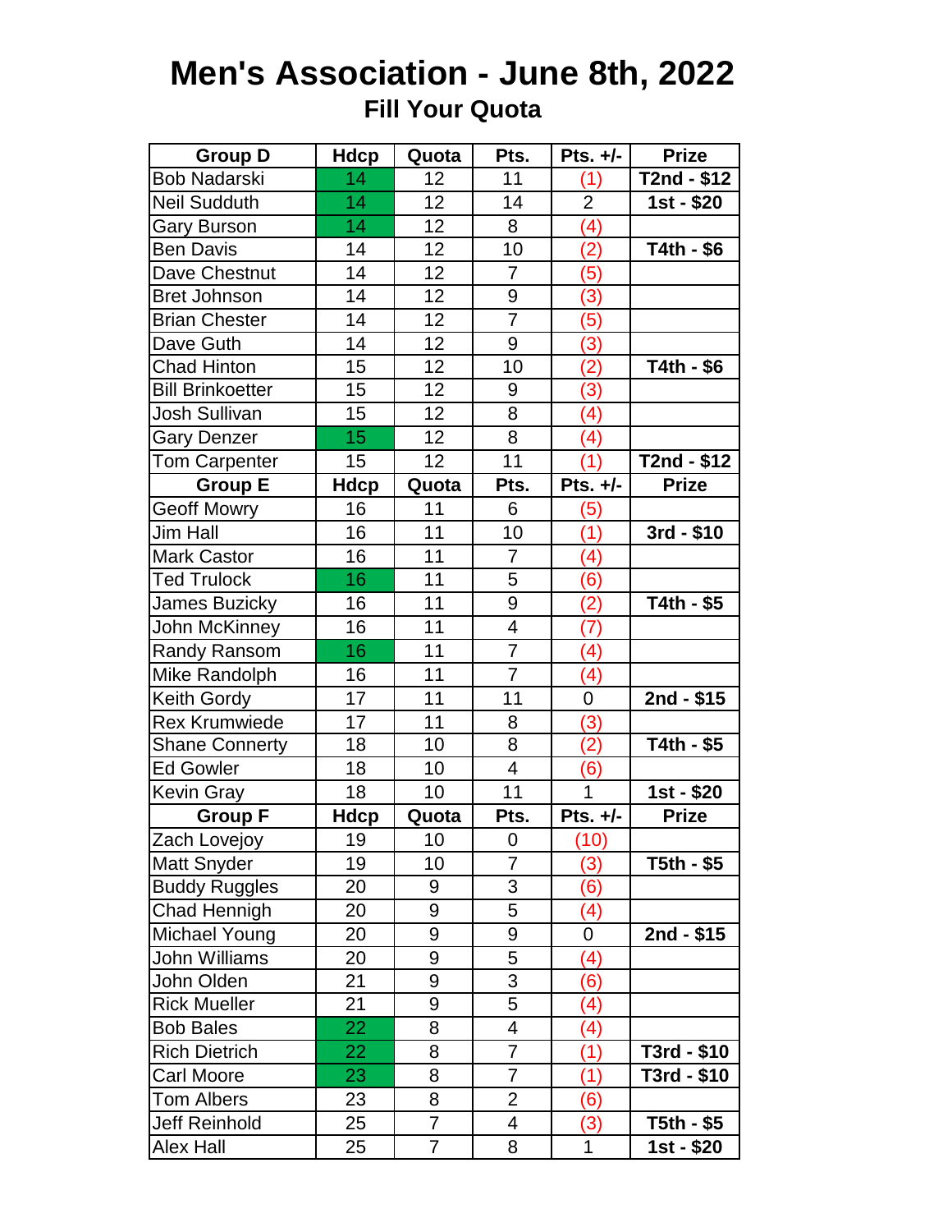# Men's Association - June 8th, 2022

## Fill Your Quota

| Group D | Hdcp | Quota | Pts. | Pts. +/- | Prize |
|---|---|---|---|---|---|
| Bob Nadarski | 14 | 12 | 11 | (1) | T2nd - $12 |
| Neil Sudduth | 14 | 12 | 14 | 2 | 1st - $20 |
| Gary Burson | 14 | 12 | 8 | (4) | |
| Ben Davis | 14 | 12 | 10 | (2) | T4th - $6 |
| Dave Chestnut | 14 | 12 | 7 | (5) | |
| Bret Johnson | 14 | 12 | 9 | (3) | |
| Brian Chester | 14 | 12 | 7 | (5) | |
| Dave Guth | 14 | 12 | 9 | (3) | |
| Chad Hinton | 15 | 12 | 10 | (2) | T4th - $6 |
| Bill Brinkoetter | 15 | 12 | 9 | (3) | |
| Josh Sullivan | 15 | 12 | 8 | (4) | |
| Gary Denzer | 15 | 12 | 8 | (4) | |
| Tom Carpenter | 15 | 12 | 11 | (1) | T2nd - $12 |
| **Group E** | **Hdcp** | **Quota** | **Pts.** | **Pts. +/-** | **Prize** |
| Geoff Mowry | 16 | 11 | 6 | (5) | |
| Jim Hall | 16 | 11 | 10 | (1) | 3rd - $10 |
| Mark Castor | 16 | 11 | 7 | (4) | |
| Ted Trulock | 16 | 11 | 5 | (6) | |
| James Buzicky | 16 | 11 | 9 | (2) | T4th - $5 |
| John McKinney | 16 | 11 | 4 | (7) | |
| Randy Ransom | 16 | 11 | 7 | (4) | |
| Mike Randolph | 16 | 11 | 7 | (4) | |
| Keith Gordy | 17 | 11 | 11 | 0 | 2nd - $15 |
| Rex Krumwiede | 17 | 11 | 8 | (3) | |
| Shane Connerty | 18 | 10 | 8 | (2) | T4th - $5 |
| Ed Gowler | 18 | 10 | 4 | (6) | |
| Kevin Gray | 18 | 10 | 11 | 1 | 1st - $20 |
| **Group F** | **Hdcp** | **Quota** | **Pts.** | **Pts. +/-** | **Prize** |
| Zach Lovejoy | 19 | 10 | 0 | (10) | |
| Matt Snyder | 19 | 10 | 7 | (3) | T5th - $5 |
| Buddy Ruggles | 20 | 9 | 3 | (6) | |
| Chad Hennigh | 20 | 9 | 5 | (4) | |
| Michael Young | 20 | 9 | 9 | 0 | 2nd - $15 |
| John Williams | 20 | 9 | 5 | (4) | |
| John Olden | 21 | 9 | 3 | (6) | |
| Rick Mueller | 21 | 9 | 5 | (4) | |
| Bob Bales | 22 | 8 | 4 | (4) | |
| Rich Dietrich | 22 | 8 | 7 | (1) | T3rd - $10 |
| Carl Moore | 23 | 8 | 7 | (1) | T3rd - $10 |
| Tom Albers | 23 | 8 | 2 | (6) | |
| Jeff Reinhold | 25 | 7 | 4 | (3) | T5th - $5 |
| Alex Hall | 25 | 7 | 8 | 1 | 1st - $20 |